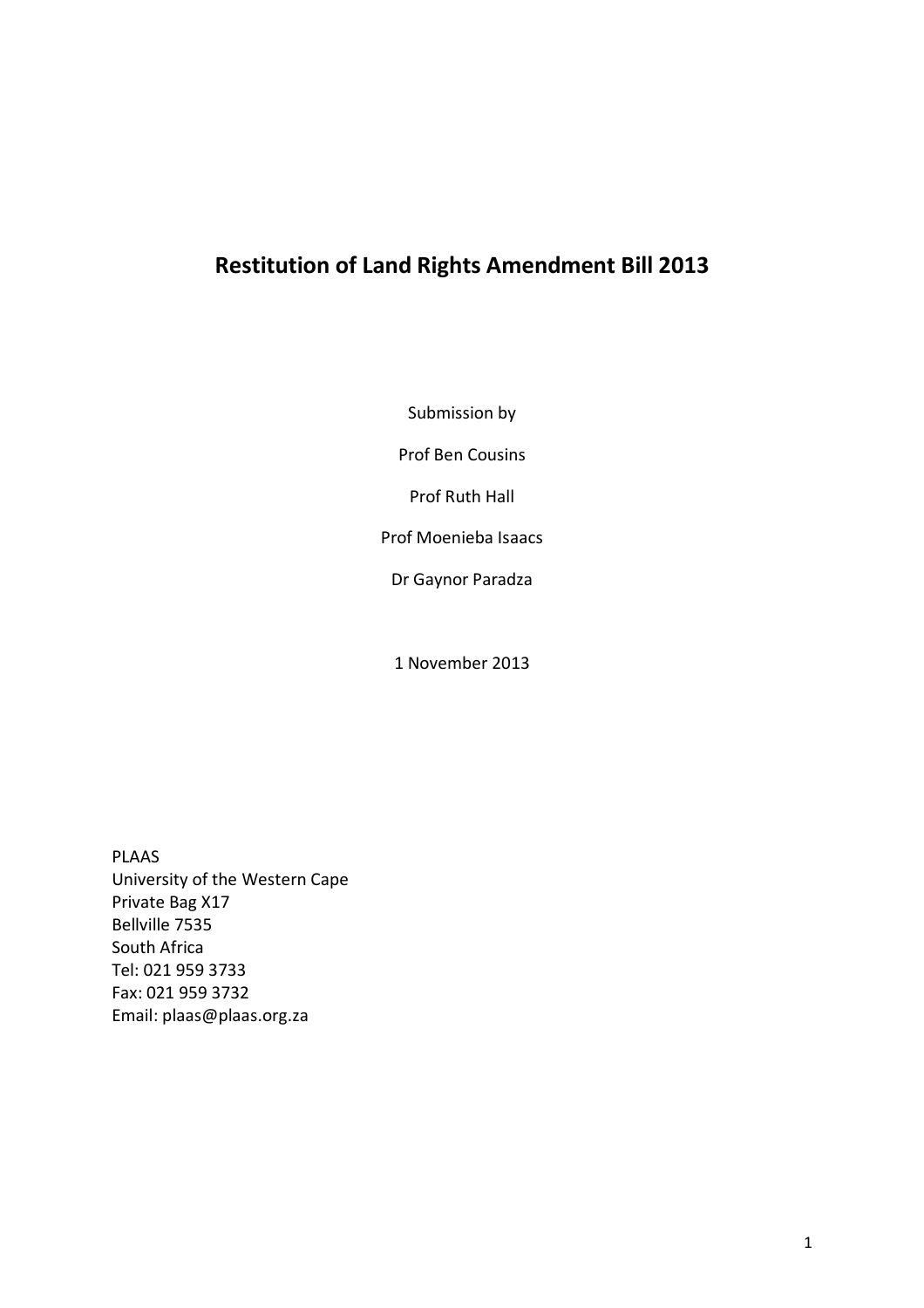# Restitution of Land Rights Amendment Bill 2013

Submission by

Prof Ben Cousins

Prof Ruth Hall

Prof Moenieba Isaacs

Dr Gaynor Paradza

1 November 2013

PLAAS
University of the Western Cape
Private Bag X17
Bellville 7535
South Africa
Tel: 021 959 3733
Fax: 021 959 3732
Email: plaas@plaas.org.za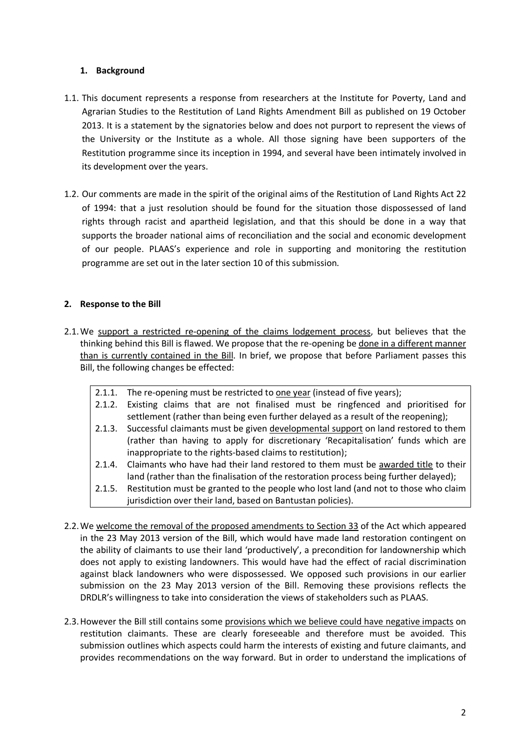## 1. Background

1.1. This document represents a response from researchers at the Institute for Poverty, Land and Agrarian Studies to the Restitution of Land Rights Amendment Bill as published on 19 October 2013. It is a statement by the signatories below and does not purport to represent the views of the University or the Institute as a whole. All those signing have been supporters of the Restitution programme since its inception in 1994, and several have been intimately involved in its development over the years.

1.2. Our comments are made in the spirit of the original aims of the Restitution of Land Rights Act 22 of 1994: that a just resolution should be found for the situation those dispossessed of land rights through racist and apartheid legislation, and that this should be done in a way that supports the broader national aims of reconciliation and the social and economic development of our people. PLAAS's experience and role in supporting and monitoring the restitution programme are set out in the later section 10 of this submission.

## 2. Response to the Bill

2.1. We support a restricted re-opening of the claims lodgement process, but believes that the thinking behind this Bill is flawed. We propose that the re-opening be done in a different manner than is currently contained in the Bill. In brief, we propose that before Parliament passes this Bill, the following changes be effected:

- 2.1.1. The re-opening must be restricted to one year (instead of five years);
- 2.1.2. Existing claims that are not finalised must be ringfenced and prioritised for settlement (rather than being even further delayed as a result of the reopening);
- 2.1.3. Successful claimants must be given developmental support on land restored to them (rather than having to apply for discretionary 'Recapitalisation' funds which are inappropriate to the rights-based claims to restitution);
- 2.1.4. Claimants who have had their land restored to them must be awarded title to their land (rather than the finalisation of the restoration process being further delayed);
- 2.1.5. Restitution must be granted to the people who lost land (and not to those who claim jurisdiction over their land, based on Bantustan policies).

2.2. We welcome the removal of the proposed amendments to Section 33 of the Act which appeared in the 23 May 2013 version of the Bill, which would have made land restoration contingent on the ability of claimants to use their land 'productively', a precondition for landownership which does not apply to existing landowners. This would have had the effect of racial discrimination against black landowners who were dispossessed. We opposed such provisions in our earlier submission on the 23 May 2013 version of the Bill. Removing these provisions reflects the DRDLR's willingness to take into consideration the views of stakeholders such as PLAAS.

2.3. However the Bill still contains some provisions which we believe could have negative impacts on restitution claimants. These are clearly foreseeable and therefore must be avoided. This submission outlines which aspects could harm the interests of existing and future claimants, and provides recommendations on the way forward. But in order to understand the implications of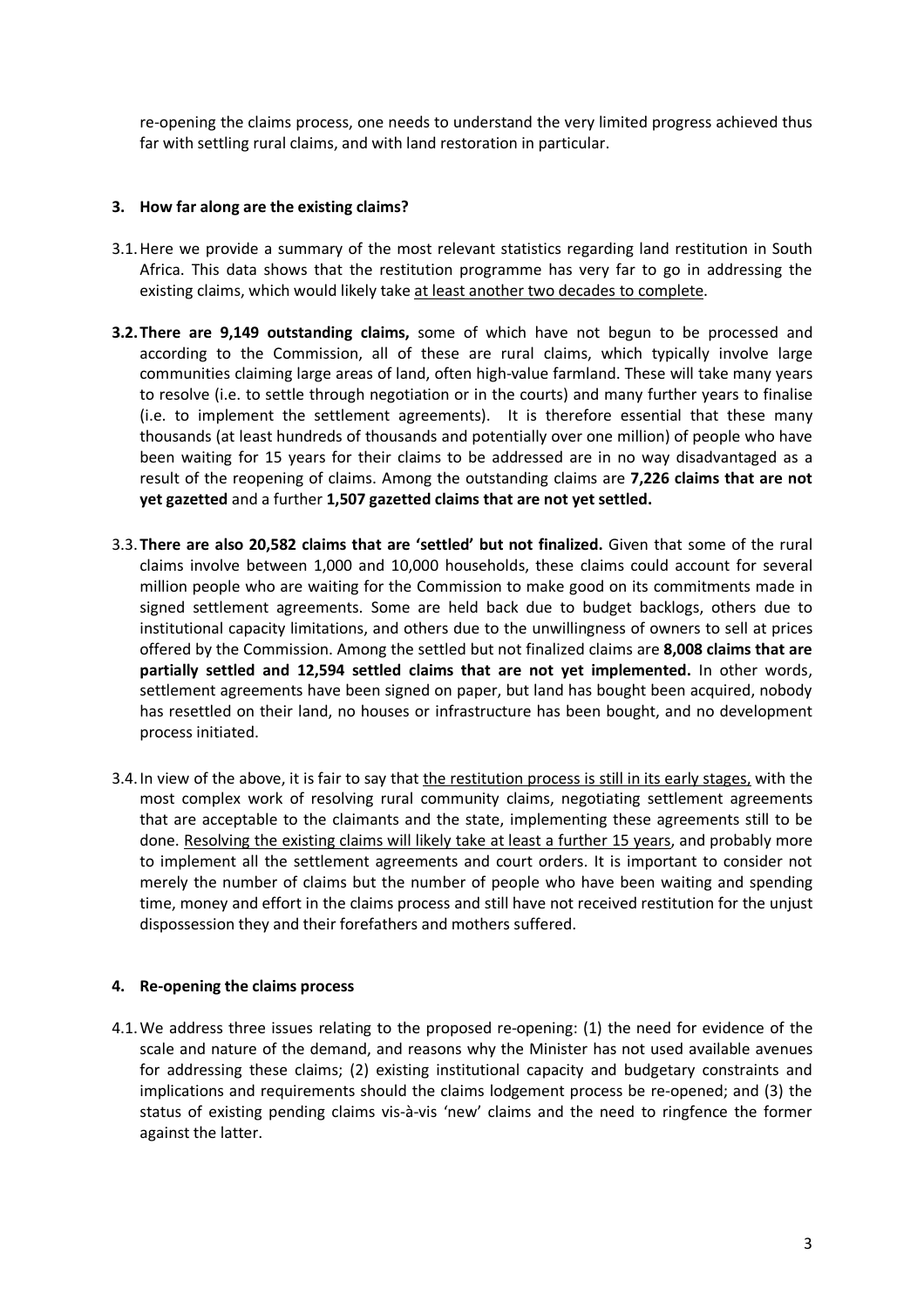re-opening the claims process, one needs to understand the very limited progress achieved thus far with settling rural claims, and with land restoration in particular.

### 3. How far along are the existing claims?

3.1. Here we provide a summary of the most relevant statistics regarding land restitution in South Africa. This data shows that the restitution programme has very far to go in addressing the existing claims, which would likely take <u>at least another two decades to complete</u>.

**3.2. There are 9,149 outstanding claims,** some of which have not begun to be processed and according to the Commission, all of these are rural claims, which typically involve large communities claiming large areas of land, often high-value farmland. These will take many years to resolve (i.e. to settle through negotiation or in the courts) and many further years to finalise (i.e. to implement the settlement agreements). It is therefore essential that these many thousands (at least hundreds of thousands and potentially over one million) of people who have been waiting for 15 years for their claims to be addressed are in no way disadvantaged as a result of the reopening of claims. Among the outstanding claims are **7,226 claims that are not yet gazetted** and a further **1,507 gazetted claims that are not yet settled.**

3.3. **There are also 20,582 claims that are 'settled' but not finalized.** Given that some of the rural claims involve between 1,000 and 10,000 households, these claims could account for several million people who are waiting for the Commission to make good on its commitments made in signed settlement agreements. Some are held back due to budget backlogs, others due to institutional capacity limitations, and others due to the unwillingness of owners to sell at prices offered by the Commission. Among the settled but not finalized claims are **8,008 claims that are partially settled and 12,594 settled claims that are not yet implemented.** In other words, settlement agreements have been signed on paper, but land has bought been acquired, nobody has resettled on their land, no houses or infrastructure has been bought, and no development process initiated.

3.4. In view of the above, it is fair to say that <u>the restitution process is still in its early stages,</u> with the most complex work of resolving rural community claims, negotiating settlement agreements that are acceptable to the claimants and the state, implementing these agreements still to be done. <u>Resolving the existing claims will likely take at least a further 15 years</u>, and probably more to implement all the settlement agreements and court orders. It is important to consider not merely the number of claims but the number of people who have been waiting and spending time, money and effort in the claims process and still have not received restitution for the unjust dispossession they and their forefathers and mothers suffered.

### 4. Re-opening the claims process

4.1. We address three issues relating to the proposed re-opening: (1) the need for evidence of the scale and nature of the demand, and reasons why the Minister has not used available avenues for addressing these claims; (2) existing institutional capacity and budgetary constraints and implications and requirements should the claims lodgement process be re-opened; and (3) the status of existing pending claims vis-à-vis 'new' claims and the need to ringfence the former against the latter.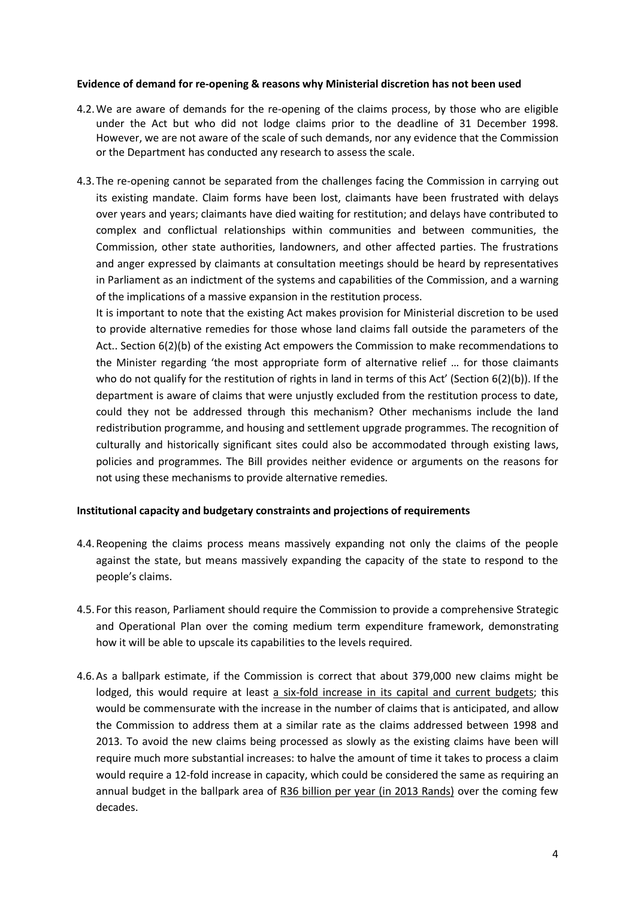**Evidence of demand for re-opening & reasons why Ministerial discretion has not been used**

4.2. We are aware of demands for the re-opening of the claims process, by those who are eligible under the Act but who did not lodge claims prior to the deadline of 31 December 1998. However, we are not aware of the scale of such demands, nor any evidence that the Commission or the Department has conducted any research to assess the scale.

4.3. The re-opening cannot be separated from the challenges facing the Commission in carrying out its existing mandate. Claim forms have been lost, claimants have been frustrated with delays over years and years; claimants have died waiting for restitution; and delays have contributed to complex and conflictual relationships within communities and between communities, the Commission, other state authorities, landowners, and other affected parties. The frustrations and anger expressed by claimants at consultation meetings should be heard by representatives in Parliament as an indictment of the systems and capabilities of the Commission, and a warning of the implications of a massive expansion in the restitution process.

It is important to note that the existing Act makes provision for Ministerial discretion to be used to provide alternative remedies for those whose land claims fall outside the parameters of the Act.. Section 6(2)(b) of the existing Act empowers the Commission to make recommendations to the Minister regarding 'the most appropriate form of alternative relief … for those claimants who do not qualify for the restitution of rights in land in terms of this Act' (Section 6(2)(b)). If the department is aware of claims that were unjustly excluded from the restitution process to date, could they not be addressed through this mechanism? Other mechanisms include the land redistribution programme, and housing and settlement upgrade programmes. The recognition of culturally and historically significant sites could also be accommodated through existing laws, policies and programmes. The Bill provides neither evidence or arguments on the reasons for not using these mechanisms to provide alternative remedies.

**Institutional capacity and budgetary constraints and projections of requirements**

4.4. Reopening the claims process means massively expanding not only the claims of the people against the state, but means massively expanding the capacity of the state to respond to the people's claims.

4.5. For this reason, Parliament should require the Commission to provide a comprehensive Strategic and Operational Plan over the coming medium term expenditure framework, demonstrating how it will be able to upscale its capabilities to the levels required.

4.6. As a ballpark estimate, if the Commission is correct that about 379,000 new claims might be lodged, this would require at least a six-fold increase in its capital and current budgets; this would be commensurate with the increase in the number of claims that is anticipated, and allow the Commission to address them at a similar rate as the claims addressed between 1998 and 2013. To avoid the new claims being processed as slowly as the existing claims have been will require much more substantial increases: to halve the amount of time it takes to process a claim would require a 12-fold increase in capacity, which could be considered the same as requiring an annual budget in the ballpark area of R36 billion per year (in 2013 Rands) over the coming few decades.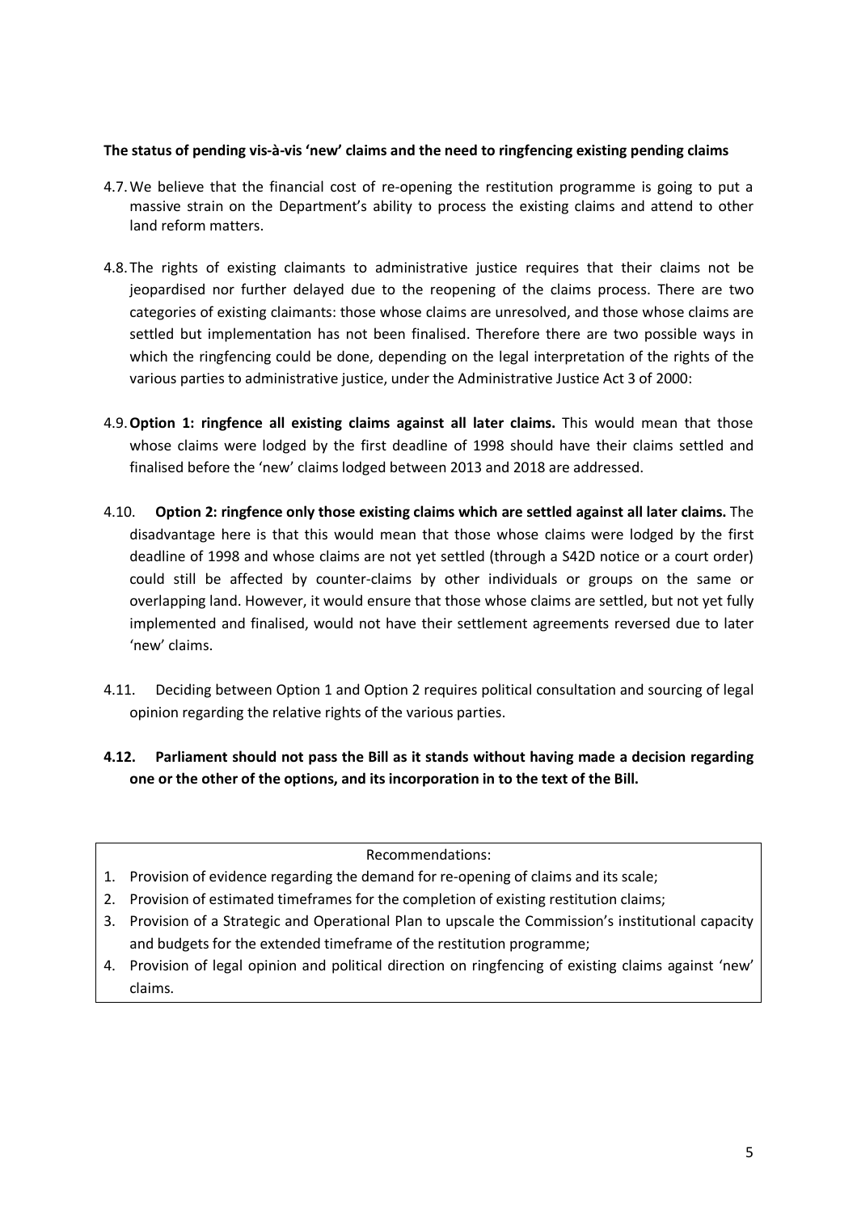**The status of pending vis-à-vis 'new' claims and the need to ringfencing existing pending claims**

4.7. We believe that the financial cost of re-opening the restitution programme is going to put a massive strain on the Department's ability to process the existing claims and attend to other land reform matters.

4.8. The rights of existing claimants to administrative justice requires that their claims not be jeopardised nor further delayed due to the reopening of the claims process. There are two categories of existing claimants: those whose claims are unresolved, and those whose claims are settled but implementation has not been finalised. Therefore there are two possible ways in which the ringfencing could be done, depending on the legal interpretation of the rights of the various parties to administrative justice, under the Administrative Justice Act 3 of 2000:

4.9. **Option 1: ringfence all existing claims against all later claims.** This would mean that those whose claims were lodged by the first deadline of 1998 should have their claims settled and finalised before the 'new' claims lodged between 2013 and 2018 are addressed.

4.10. **Option 2: ringfence only those existing claims which are settled against all later claims.** The disadvantage here is that this would mean that those whose claims were lodged by the first deadline of 1998 and whose claims are not yet settled (through a S42D notice or a court order) could still be affected by counter-claims by other individuals or groups on the same or overlapping land. However, it would ensure that those whose claims are settled, but not yet fully implemented and finalised, would not have their settlement agreements reversed due to later 'new' claims.

4.11. Deciding between Option 1 and Option 2 requires political consultation and sourcing of legal opinion regarding the relative rights of the various parties.

**4.12. Parliament should not pass the Bill as it stands without having made a decision regarding one or the other of the options, and its incorporation in to the text of the Bill.**

Recommendations:

1. Provision of evidence regarding the demand for re-opening of claims and its scale;
2. Provision of estimated timeframes for the completion of existing restitution claims;
3. Provision of a Strategic and Operational Plan to upscale the Commission's institutional capacity and budgets for the extended timeframe of the restitution programme;
4. Provision of legal opinion and political direction on ringfencing of existing claims against 'new' claims.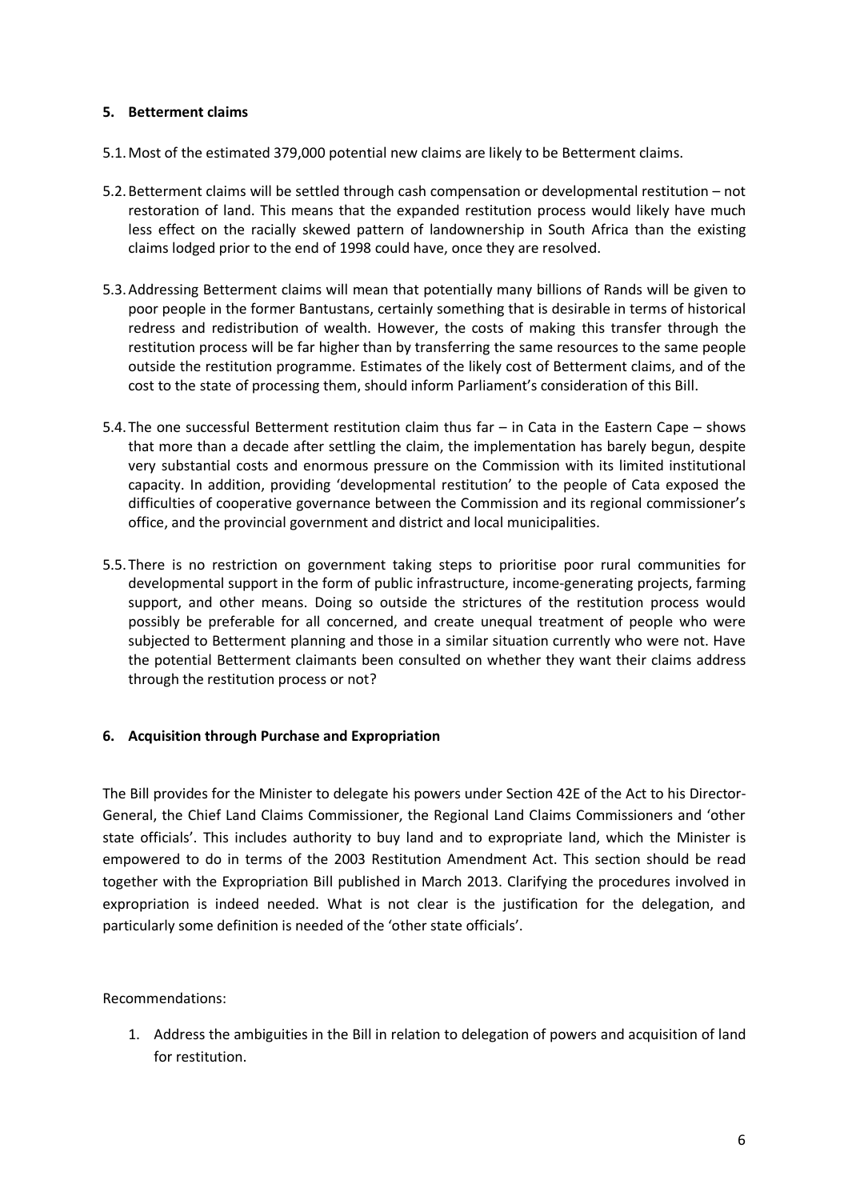## 5. Betterment claims

5.1. Most of the estimated 379,000 potential new claims are likely to be Betterment claims.

5.2. Betterment claims will be settled through cash compensation or developmental restitution – not restoration of land. This means that the expanded restitution process would likely have much less effect on the racially skewed pattern of landownership in South Africa than the existing claims lodged prior to the end of 1998 could have, once they are resolved.

5.3. Addressing Betterment claims will mean that potentially many billions of Rands will be given to poor people in the former Bantustans, certainly something that is desirable in terms of historical redress and redistribution of wealth. However, the costs of making this transfer through the restitution process will be far higher than by transferring the same resources to the same people outside the restitution programme. Estimates of the likely cost of Betterment claims, and of the cost to the state of processing them, should inform Parliament's consideration of this Bill.

5.4. The one successful Betterment restitution claim thus far – in Cata in the Eastern Cape – shows that more than a decade after settling the claim, the implementation has barely begun, despite very substantial costs and enormous pressure on the Commission with its limited institutional capacity. In addition, providing 'developmental restitution' to the people of Cata exposed the difficulties of cooperative governance between the Commission and its regional commissioner's office, and the provincial government and district and local municipalities.

5.5. There is no restriction on government taking steps to prioritise poor rural communities for developmental support in the form of public infrastructure, income-generating projects, farming support, and other means. Doing so outside the strictures of the restitution process would possibly be preferable for all concerned, and create unequal treatment of people who were subjected to Betterment planning and those in a similar situation currently who were not. Have the potential Betterment claimants been consulted on whether they want their claims address through the restitution process or not?

## 6. Acquisition through Purchase and Expropriation

The Bill provides for the Minister to delegate his powers under Section 42E of the Act to his Director-General, the Chief Land Claims Commissioner, the Regional Land Claims Commissioners and 'other state officials'. This includes authority to buy land and to expropriate land, which the Minister is empowered to do in terms of the 2003 Restitution Amendment Act. This section should be read together with the Expropriation Bill published in March 2013. Clarifying the procedures involved in expropriation is indeed needed. What is not clear is the justification for the delegation, and particularly some definition is needed of the 'other state officials'.

Recommendations:

1. Address the ambiguities in the Bill in relation to delegation of powers and acquisition of land for restitution.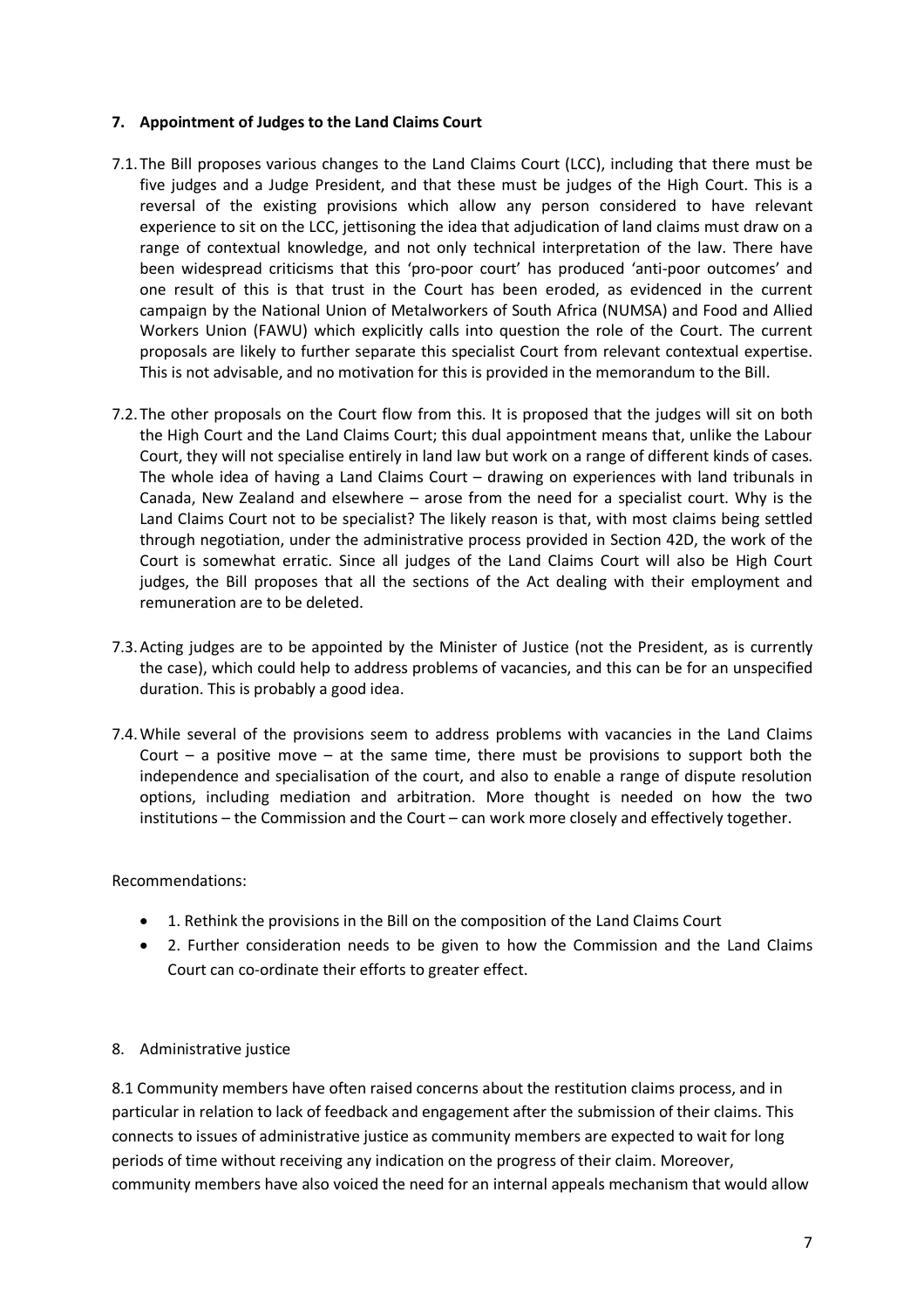## 7. Appointment of Judges to the Land Claims Court

7.1. The Bill proposes various changes to the Land Claims Court (LCC), including that there must be five judges and a Judge President, and that these must be judges of the High Court. This is a reversal of the existing provisions which allow any person considered to have relevant experience to sit on the LCC, jettisoning the idea that adjudication of land claims must draw on a range of contextual knowledge, and not only technical interpretation of the law. There have been widespread criticisms that this 'pro-poor court' has produced 'anti-poor outcomes' and one result of this is that trust in the Court has been eroded, as evidenced in the current campaign by the National Union of Metalworkers of South Africa (NUMSA) and Food and Allied Workers Union (FAWU) which explicitly calls into question the role of the Court. The current proposals are likely to further separate this specialist Court from relevant contextual expertise. This is not advisable, and no motivation for this is provided in the memorandum to the Bill.

7.2. The other proposals on the Court flow from this. It is proposed that the judges will sit on both the High Court and the Land Claims Court; this dual appointment means that, unlike the Labour Court, they will not specialise entirely in land law but work on a range of different kinds of cases. The whole idea of having a Land Claims Court – drawing on experiences with land tribunals in Canada, New Zealand and elsewhere – arose from the need for a specialist court. Why is the Land Claims Court not to be specialist? The likely reason is that, with most claims being settled through negotiation, under the administrative process provided in Section 42D, the work of the Court is somewhat erratic. Since all judges of the Land Claims Court will also be High Court judges, the Bill proposes that all the sections of the Act dealing with their employment and remuneration are to be deleted.

7.3. Acting judges are to be appointed by the Minister of Justice (not the President, as is currently the case), which could help to address problems of vacancies, and this can be for an unspecified duration. This is probably a good idea.

7.4. While several of the provisions seem to address problems with vacancies in the Land Claims Court – a positive move – at the same time, there must be provisions to support both the independence and specialisation of the court, and also to enable a range of dispute resolution options, including mediation and arbitration. More thought is needed on how the two institutions – the Commission and the Court – can work more closely and effectively together.

Recommendations:

- 1. Rethink the provisions in the Bill on the composition of the Land Claims Court
- 2. Further consideration needs to be given to how the Commission and the Land Claims Court can co-ordinate their efforts to greater effect.

## 8. Administrative justice

8.1 Community members have often raised concerns about the restitution claims process, and in particular in relation to lack of feedback and engagement after the submission of their claims. This connects to issues of administrative justice as community members are expected to wait for long periods of time without receiving any indication on the progress of their claim. Moreover, community members have also voiced the need for an internal appeals mechanism that would allow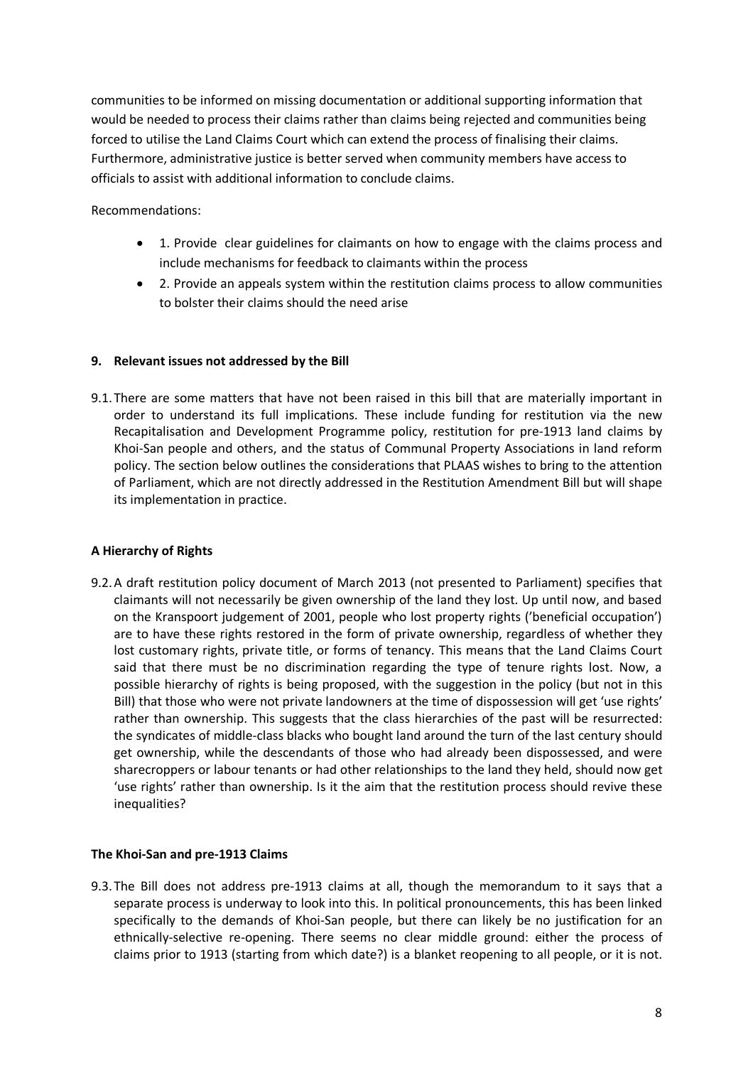communities to be informed on missing documentation or additional supporting information that would be needed to process their claims rather than claims being rejected and communities being forced to utilise the Land Claims Court which can extend the process of finalising their claims. Furthermore, administrative justice is better served when community members have access to officials to assist with additional information to conclude claims.

Recommendations:

- 1. Provide clear guidelines for claimants on how to engage with the claims process and include mechanisms for feedback to claimants within the process
- 2. Provide an appeals system within the restitution claims process to allow communities to bolster their claims should the need arise

## 9. Relevant issues not addressed by the Bill

9.1. There are some matters that have not been raised in this bill that are materially important in order to understand its full implications. These include funding for restitution via the new Recapitalisation and Development Programme policy, restitution for pre-1913 land claims by Khoi-San people and others, and the status of Communal Property Associations in land reform policy. The section below outlines the considerations that PLAAS wishes to bring to the attention of Parliament, which are not directly addressed in the Restitution Amendment Bill but will shape its implementation in practice.

### A Hierarchy of Rights

9.2. A draft restitution policy document of March 2013 (not presented to Parliament) specifies that claimants will not necessarily be given ownership of the land they lost. Up until now, and based on the Kranspoort judgement of 2001, people who lost property rights ('beneficial occupation') are to have these rights restored in the form of private ownership, regardless of whether they lost customary rights, private title, or forms of tenancy. This means that the Land Claims Court said that there must be no discrimination regarding the type of tenure rights lost. Now, a possible hierarchy of rights is being proposed, with the suggestion in the policy (but not in this Bill) that those who were not private landowners at the time of dispossession will get 'use rights' rather than ownership. This suggests that the class hierarchies of the past will be resurrected: the syndicates of middle-class blacks who bought land around the turn of the last century should get ownership, while the descendants of those who had already been dispossessed, and were sharecroppers or labour tenants or had other relationships to the land they held, should now get 'use rights' rather than ownership. Is it the aim that the restitution process should revive these inequalities?

### The Khoi-San and pre-1913 Claims

9.3. The Bill does not address pre-1913 claims at all, though the memorandum to it says that a separate process is underway to look into this. In political pronouncements, this has been linked specifically to the demands of Khoi-San people, but there can likely be no justification for an ethnically-selective re-opening. There seems no clear middle ground: either the process of claims prior to 1913 (starting from which date?) is a blanket reopening to all people, or it is not.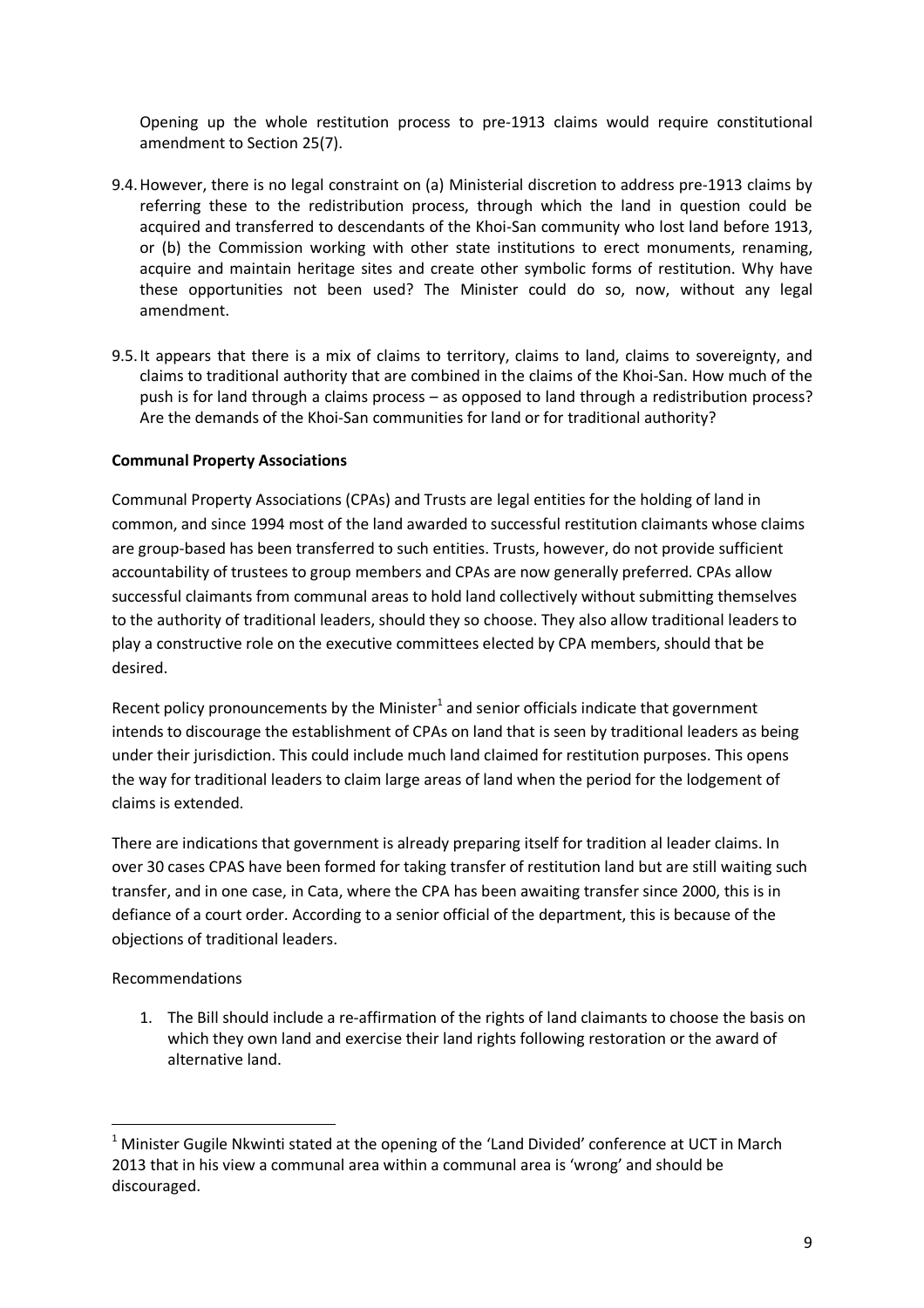Opening up the whole restitution process to pre-1913 claims would require constitutional amendment to Section 25(7).

9.4. However, there is no legal constraint on (a) Ministerial discretion to address pre-1913 claims by referring these to the redistribution process, through which the land in question could be acquired and transferred to descendants of the Khoi-San community who lost land before 1913, or (b) the Commission working with other state institutions to erect monuments, renaming, acquire and maintain heritage sites and create other symbolic forms of restitution. Why have these opportunities not been used? The Minister could do so, now, without any legal amendment.

9.5. It appears that there is a mix of claims to territory, claims to land, claims to sovereignty, and claims to traditional authority that are combined in the claims of the Khoi-San. How much of the push is for land through a claims process – as opposed to land through a redistribution process? Are the demands of the Khoi-San communities for land or for traditional authority?

**Communal Property Associations**

Communal Property Associations (CPAs) and Trusts are legal entities for the holding of land in common, and since 1994 most of the land awarded to successful restitution claimants whose claims are group-based has been transferred to such entities. Trusts, however, do not provide sufficient accountability of trustees to group members and CPAs are now generally preferred. CPAs allow successful claimants from communal areas to hold land collectively without submitting themselves to the authority of traditional leaders, should they so choose. They also allow traditional leaders to play a constructive role on the executive committees elected by CPA members, should that be desired.

Recent policy pronouncements by the Minister[1] and senior officials indicate that government intends to discourage the establishment of CPAs on land that is seen by traditional leaders as being under their jurisdiction. This could include much land claimed for restitution purposes. This opens the way for traditional leaders to claim large areas of land when the period for the lodgement of claims is extended.

There are indications that government is already preparing itself for tradition al leader claims. In over 30 cases CPAS have been formed for taking transfer of restitution land but are still waiting such transfer, and in one case, in Cata, where the CPA has been awaiting transfer since 2000, this is in defiance of a court order. According to a senior official of the department, this is because of the objections of traditional leaders.

Recommendations

1. The Bill should include a re-affirmation of the rights of land claimants to choose the basis on which they own land and exercise their land rights following restoration or the award of alternative land.

[1] Minister Gugile Nkwinti stated at the opening of the 'Land Divided' conference at UCT in March 2013 that in his view a communal area within a communal area is 'wrong' and should be discouraged.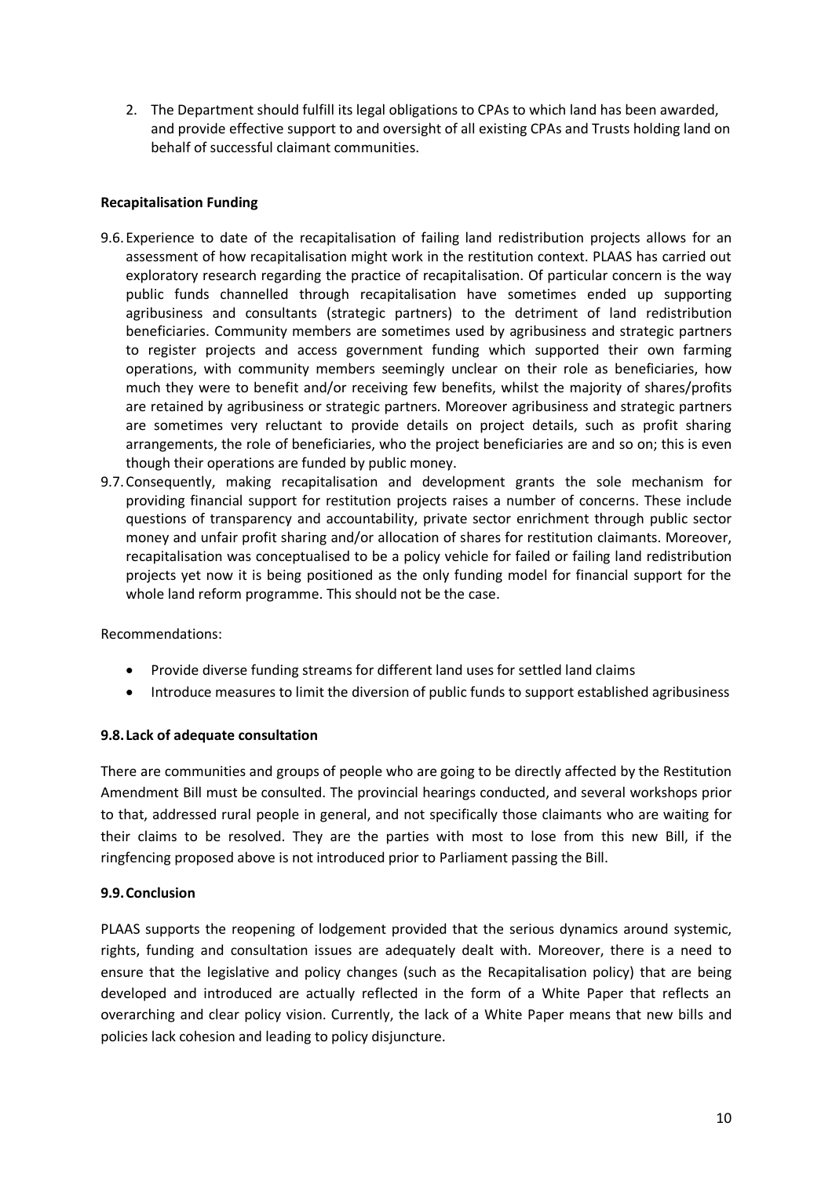2. The Department should fulfill its legal obligations to CPAs to which land has been awarded, and provide effective support to and oversight of all existing CPAs and Trusts holding land on behalf of successful claimant communities.

**Recapitalisation Funding**

9.6. Experience to date of the recapitalisation of failing land redistribution projects allows for an assessment of how recapitalisation might work in the restitution context. PLAAS has carried out exploratory research regarding the practice of recapitalisation. Of particular concern is the way public funds channelled through recapitalisation have sometimes ended up supporting agribusiness and consultants (strategic partners) to the detriment of land redistribution beneficiaries. Community members are sometimes used by agribusiness and strategic partners to register projects and access government funding which supported their own farming operations, with community members seemingly unclear on their role as beneficiaries, how much they were to benefit and/or receiving few benefits, whilst the majority of shares/profits are retained by agribusiness or strategic partners. Moreover agribusiness and strategic partners are sometimes very reluctant to provide details on project details, such as profit sharing arrangements, the role of beneficiaries, who the project beneficiaries are and so on; this is even though their operations are funded by public money.

9.7. Consequently, making recapitalisation and development grants the sole mechanism for providing financial support for restitution projects raises a number of concerns. These include questions of transparency and accountability, private sector enrichment through public sector money and unfair profit sharing and/or allocation of shares for restitution claimants. Moreover, recapitalisation was conceptualised to be a policy vehicle for failed or failing land redistribution projects yet now it is being positioned as the only funding model for financial support for the whole land reform programme. This should not be the case.

Recommendations:

- Provide diverse funding streams for different land uses for settled land claims
- Introduce measures to limit the diversion of public funds to support established agribusiness

**9.8. Lack of adequate consultation**

There are communities and groups of people who are going to be directly affected by the Restitution Amendment Bill must be consulted. The provincial hearings conducted, and several workshops prior to that, addressed rural people in general, and not specifically those claimants who are waiting for their claims to be resolved. They are the parties with most to lose from this new Bill, if the ringfencing proposed above is not introduced prior to Parliament passing the Bill.

**9.9. Conclusion**

PLAAS supports the reopening of lodgement provided that the serious dynamics around systemic, rights, funding and consultation issues are adequately dealt with. Moreover, there is a need to ensure that the legislative and policy changes (such as the Recapitalisation policy) that are being developed and introduced are actually reflected in the form of a White Paper that reflects an overarching and clear policy vision. Currently, the lack of a White Paper means that new bills and policies lack cohesion and leading to policy disjuncture.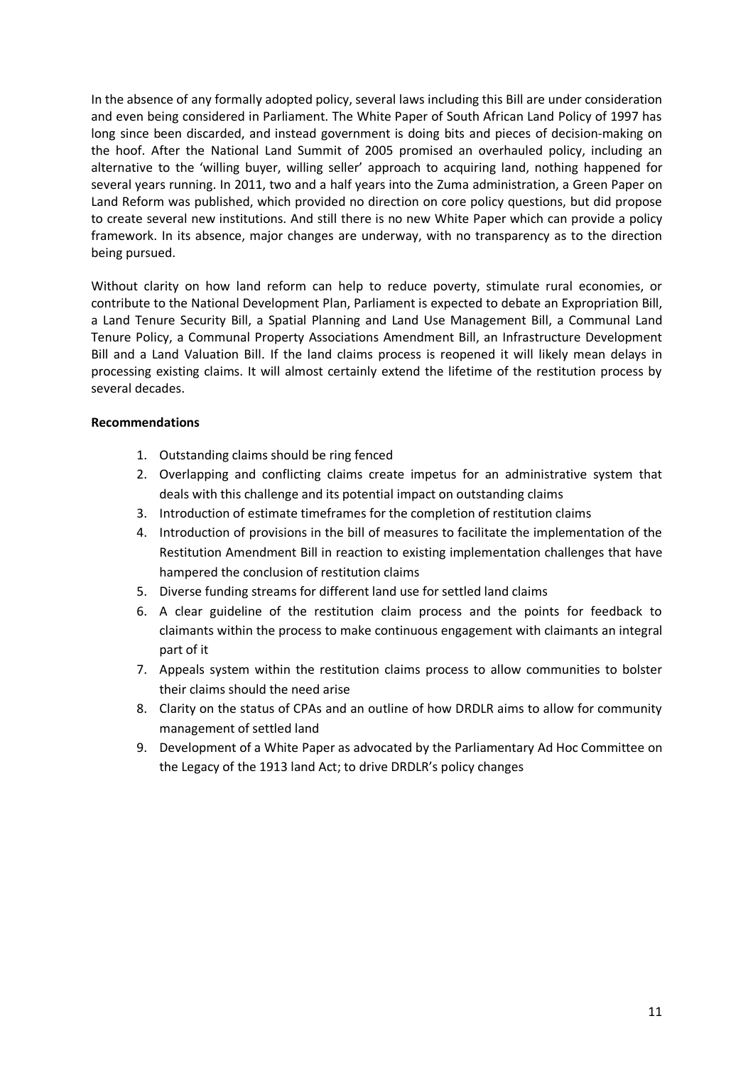In the absence of any formally adopted policy, several laws including this Bill are under consideration and even being considered in Parliament. The White Paper of South African Land Policy of 1997 has long since been discarded, and instead government is doing bits and pieces of decision-making on the hoof. After the National Land Summit of 2005 promised an overhauled policy, including an alternative to the 'willing buyer, willing seller' approach to acquiring land, nothing happened for several years running. In 2011, two and a half years into the Zuma administration, a Green Paper on Land Reform was published, which provided no direction on core policy questions, but did propose to create several new institutions. And still there is no new White Paper which can provide a policy framework. In its absence, major changes are underway, with no transparency as to the direction being pursued.

Without clarity on how land reform can help to reduce poverty, stimulate rural economies, or contribute to the National Development Plan, Parliament is expected to debate an Expropriation Bill, a Land Tenure Security Bill, a Spatial Planning and Land Use Management Bill, a Communal Land Tenure Policy, a Communal Property Associations Amendment Bill, an Infrastructure Development Bill and a Land Valuation Bill. If the land claims process is reopened it will likely mean delays in processing existing claims. It will almost certainly extend the lifetime of the restitution process by several decades.

**Recommendations**

1. Outstanding claims should be ring fenced
2. Overlapping and conflicting claims create impetus for an administrative system that deals with this challenge and its potential impact on outstanding claims
3. Introduction of estimate timeframes for the completion of restitution claims
4. Introduction of provisions in the bill of measures to facilitate the implementation of the Restitution Amendment Bill in reaction to existing implementation challenges that have hampered the conclusion of restitution claims
5. Diverse funding streams for different land use for settled land claims
6. A clear guideline of the restitution claim process and the points for feedback to claimants within the process to make continuous engagement with claimants an integral part of it
7. Appeals system within the restitution claims process to allow communities to bolster their claims should the need arise
8. Clarity on the status of CPAs and an outline of how DRDLR aims to allow for community management of settled land
9. Development of a White Paper as advocated by the Parliamentary Ad Hoc Committee on the Legacy of the 1913 land Act; to drive DRDLR's policy changes